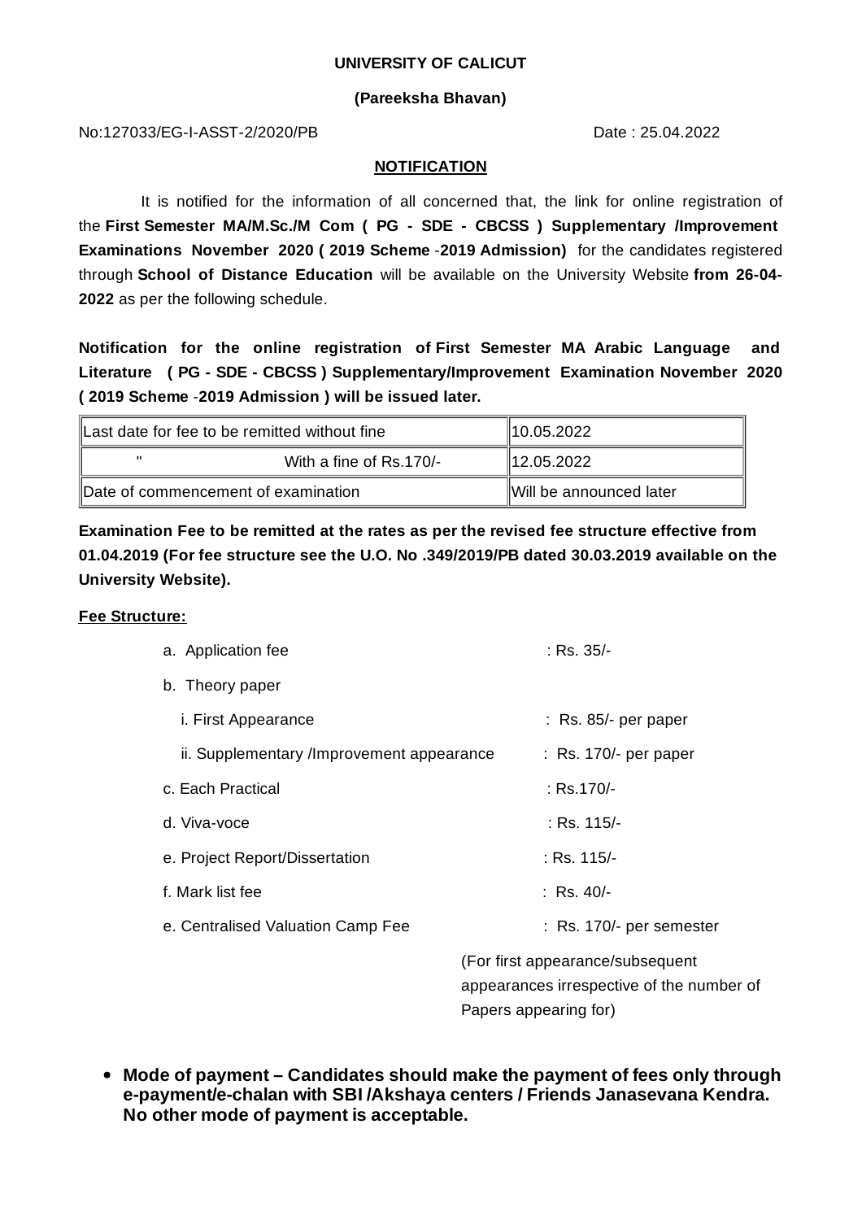**UNIVERSITY OF CALICUT**

**(Pareeksha Bhavan)**

No:127033/EG-I-ASST-2/2020/PB Date : 25.04.2022

**NOTIFICATION**

It is notified for the information of all concerned that, the link for online registration of the **First Semester MA/M.Sc./M Com ( PG - SDE - CBCSS ) Supplementary /Improvement Examinations November 2020 ( 2019 Scheme -2019 Admission)** for the candidates registered through **School of Distance Education** will be available on the University Website **from 26-04-2022** as per the following schedule.

**Notification for the online registration of First Semester MA Arabic Language and Literature ( PG - SDE - CBCSS ) Supplementary/Improvement Examination November 2020 ( 2019 Scheme -2019 Admission ) will be issued later.**

| | |
|---|---|
| Last date for fee to be remitted without fine | 10.05.2022 |
| " With a fine of Rs.170/- | 12.05.2022 |
| Date of commencement of examination | Will be announced later |

**Examination Fee to be remitted at the rates as per the revised fee structure effective from 01.04.2019 (For fee structure see the U.O. No .349/2019/PB dated 30.03.2019 available on the University Website).**

**Fee Structure:**

- a. Application fee : Rs. 35/-
- b. Theory paper
  - i. First Appearance : Rs. 85/- per paper
  - ii. Supplementary /Improvement appearance : Rs. 170/- per paper
- c. Each Practical : Rs.170/-
- d. Viva-voce : Rs. 115/-
- e. Project Report/Dissertation : Rs. 115/-
- f. Mark list fee : Rs. 40/-
- e. Centralised Valuation Camp Fee : Rs. 170/- per semester (For first appearance/subsequent appearances irrespective of the number of Papers appearing for)

- **Mode of payment – Candidates should make the payment of fees only through e-payment/e-chalan with SBI /Akshaya centers / Friends Janasevana Kendra. No other mode of payment is acceptable.**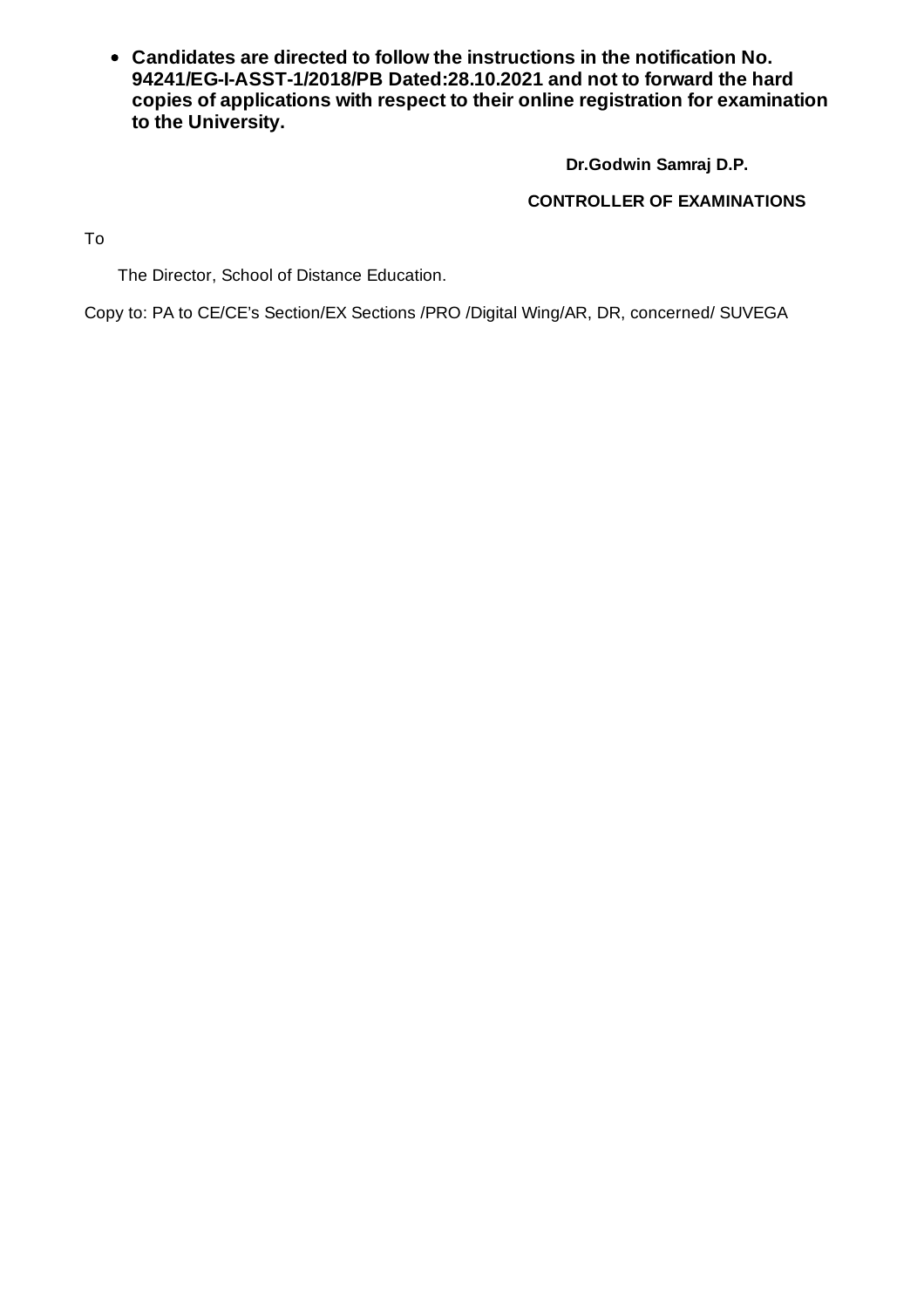- **Candidates are directed to follow the instructions in the notification No. 94241/EG-I-ASST-1/2018/PB Dated:28.10.2021 and not to forward the hard copies of applications with respect to their online registration for examination to the University.**

**Dr.Godwin Samraj D.P.**

**CONTROLLER OF EXAMINATIONS**

To

The Director, School of Distance Education.

Copy to: PA to CE/CE's Section/EX Sections /PRO /Digital Wing/AR, DR, concerned/ SUVEGA